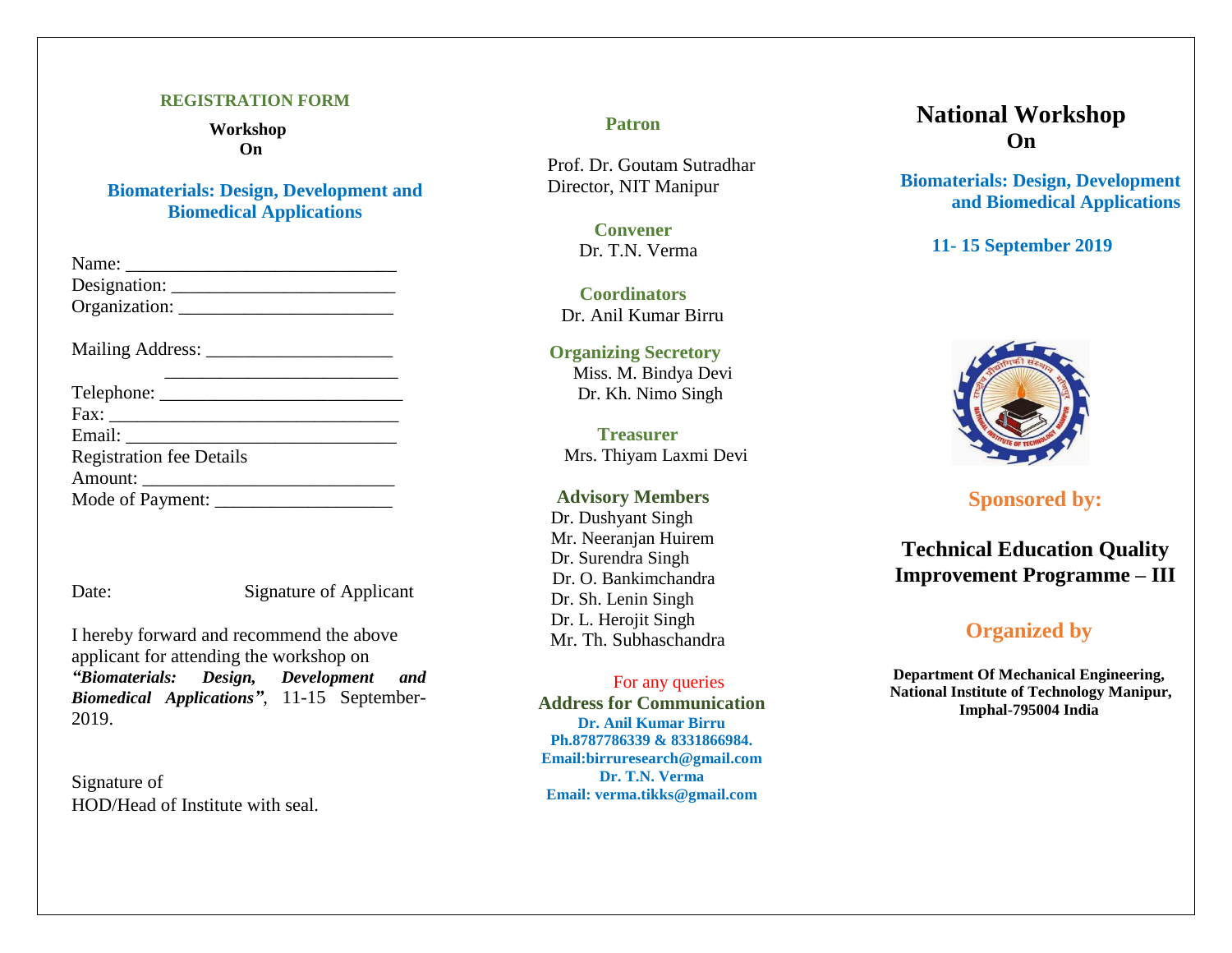## REGISTRATION FORM

**Workshop**
**On**

### Biomaterials: Design, Development and Biomedical Applications

Name: ____________________________
Designation: ________________________
Organization: _______________________

Mailing Address: ____________________
_________________________
Telephone: _________________________
Fax: ______________________________
Email: _____________________________
Registration fee Details
Amount: ___________________________
Mode of Payment: ___________________

Date: Signature of Applicant

I hereby forward and recommend the above applicant for attending the workshop on ***"Biomaterials: Design, Development and Biomedical Applications"***, 11-15 September-2019.

Signature of
HOD/Head of Institute with seal.

**Patron**

Prof. Dr. Goutam Sutradhar
Director, NIT Manipur

**Convener**
Dr. T.N. Verma

**Coordinators**
Dr. Anil Kumar Birru

**Organizing Secretory**
Miss. M. Bindya Devi
Dr. Kh. Nimo Singh

**Treasurer**
Mrs. Thiyam Laxmi Devi

**Advisory Members**
Dr. Dushyant Singh
Mr. Neeranjan Huirem
Dr. Surendra Singh
Dr. O. Bankimchandra
Dr. Sh. Lenin Singh
Dr. L. Herojit Singh
Mr. Th. Subhaschandra

For any queries
**Address for Communication**
**Dr. Anil Kumar Birru**
**Ph.8787786339 & 8331866984.**
**Email:birruresearch@gmail.com**
**Dr. T.N. Verma**
**Email: verma.tikks@gmail.com**

# National Workshop On

## Biomaterials: Design, Development and Biomedical Applications

**11- 15 September 2019**

**Sponsored by:**

**Technical Education Quality Improvement Programme – III**

**Organized by**

**Department Of Mechanical Engineering,**
**National Institute of Technology Manipur,**
**Imphal-795004 India**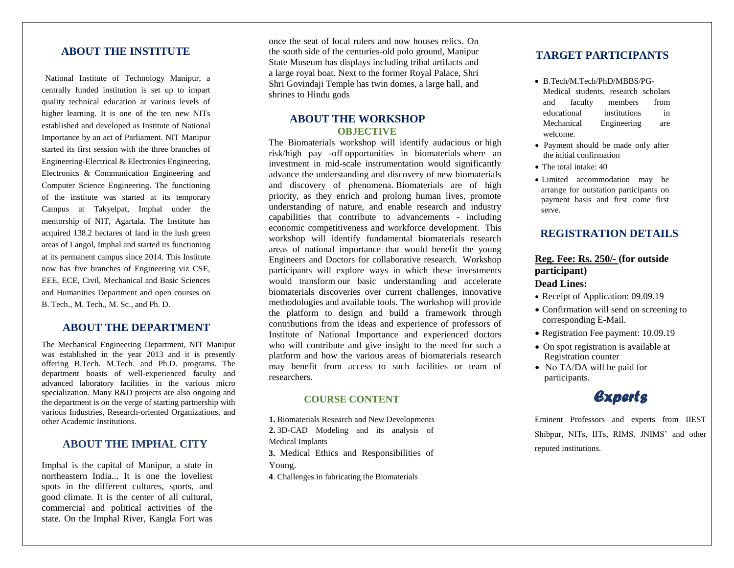## ABOUT THE INSTITUTE

National Institute of Technology Manipur, a centrally funded institution is set up to impart quality technical education at various levels of higher learning. It is one of the ten new NITs established and developed as Institute of National Importance by an act of Parliament. NIT Manipur started its first session with the three branches of Engineering-Electrical & Electronics Engineering, Electronics & Communication Engineering and Computer Science Engineering. The functioning of the institute was started at its temporary Campus at Takyelpat, Imphal under the mentorship of NIT, Agartala. The Institute has acquired 138.2 hectares of land in the lush green areas of Langol, Imphal and started its functioning at its permanent campus since 2014. This Institute now has five branches of Engineering viz CSE, EEE, ECE, Civil, Mechanical and Basic Sciences and Humanities Department and open courses on B. Tech., M. Tech., M. Sc., and Ph. D.

## ABOUT THE DEPARTMENT

The Mechanical Engineering Department, NIT Manipur was established in the year 2013 and it is presently offering B.Tech. M.Tech. and Ph.D. programs. The department boasts of well-experienced faculty and advanced laboratory facilities in the various micro specialization. Many R&D projects are also ongoing and the department is on the verge of starting partnership with various Industries, Research-oriented Organizations, and other Academic Institutions.

## ABOUT THE IMPHAL CITY

Imphal is the capital of Manipur, a state in northeastern India... It is one the loveliest spots in the different cultures, sports, and good climate. It is the center of all cultural, commercial and political activities of the state. On the Imphal River, Kangla Fort was once the seat of local rulers and now houses relics. On the south side of the centuries-old polo ground, Manipur State Museum has displays including tribal artifacts and a large royal boat. Next to the former Royal Palace, Shri Shri Govindaji Temple has twin domes, a large hall, and shrines to Hindu gods

## ABOUT THE WORKSHOP

### OBJECTIVE

The Biomaterials workshop will identify audacious or high risk/high pay -off opportunities in biomaterials where an investment in mid-scale instrumentation would significantly advance the understanding and discovery of new biomaterials and discovery of phenomena. Biomaterials are of high priority, as they enrich and prolong human lives, promote understanding of nature, and enable research and industry capabilities that contribute to advancements - including economic competitiveness and workforce development. This workshop will identify fundamental biomaterials research areas of national importance that would benefit the young Engineers and Doctors for collaborative research. Workshop participants will explore ways in which these investments would transform our basic understanding and accelerate biomaterials discoveries over current challenges, innovative methodologies and available tools. The workshop will provide the platform to design and build a framework through contributions from the ideas and experience of professors of Institute of National Importance and experienced doctors who will contribute and give insight to the need for such a platform and how the various areas of biomaterials research may benefit from access to such facilities or team of researchers.

### COURSE CONTENT

**1.** Biomaterials Research and New Developments
**2.** 3D-CAD Modeling and its analysis of Medical Implants
**3.** Medical Ethics and Responsibilities of Young.
**4**. Challenges in fabricating the Biomaterials

## TARGET PARTICIPANTS

- B.Tech/M.Tech/PhD/MBBS/PG-Medical students, research scholars and faculty members from educational institutions in Mechanical Engineering are welcome.
- Payment should be made only after the initial confirmation
- The total intake: 40
- Limited accommodation may be arrange for outstation participants on payment basis and first come first serve.

## REGISTRATION DETAILS

**Reg. Fee: Rs. 250/- (for outside participant)**

**Dead Lines:**

- Receipt of Application: 09.09.19
- Confirmation will send on screening to corresponding E-Mail.
- Registration Fee payment: 10.09.19
- On spot registration is available at Registration counter
- No TA/DA will be paid for participants.

## *Experts*

Eminent Professors and experts from IIEST Shibpur, NITs, IITs, RIMS, JNIMS' and other reputed institutions.